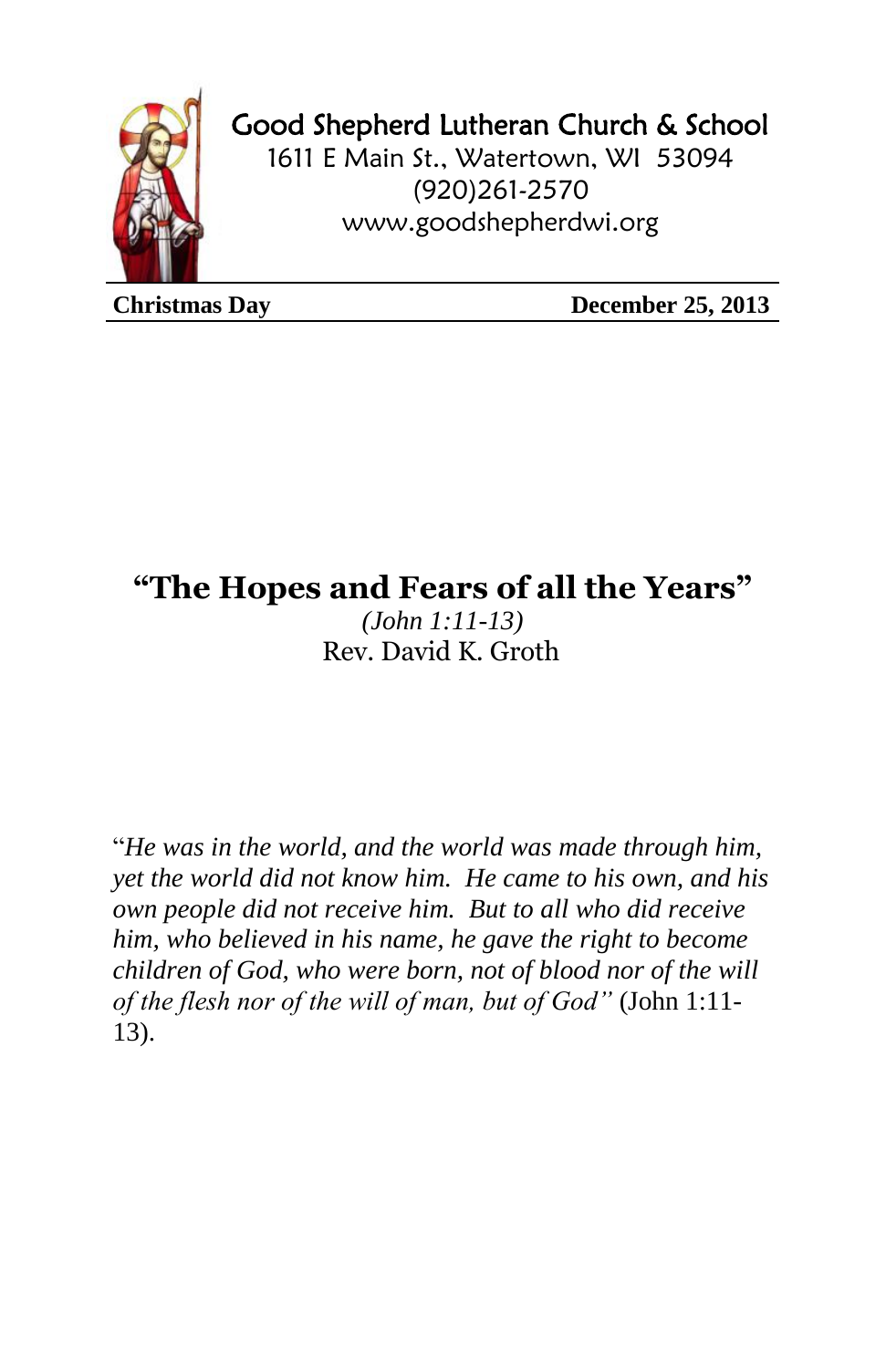Good Shepherd Lutheran Church & School
1611 E Main St., Watertown, WI 53094
(920)261-2570
www.goodshepherdwi.org

**Christmas Day** **December 25, 2013**

# "The Hopes and Fears of all the Years"

*(John 1:11-13)*

Rev. David K. Groth

"*He was in the world, and the world was made through him, yet the world did not know him. He came to his own, and his own people did not receive him. But to all who did receive him, who believed in his name, he gave the right to become children of God, who were born, not of blood nor of the will of the flesh nor of the will of man, but of God"* (John 1:11-13).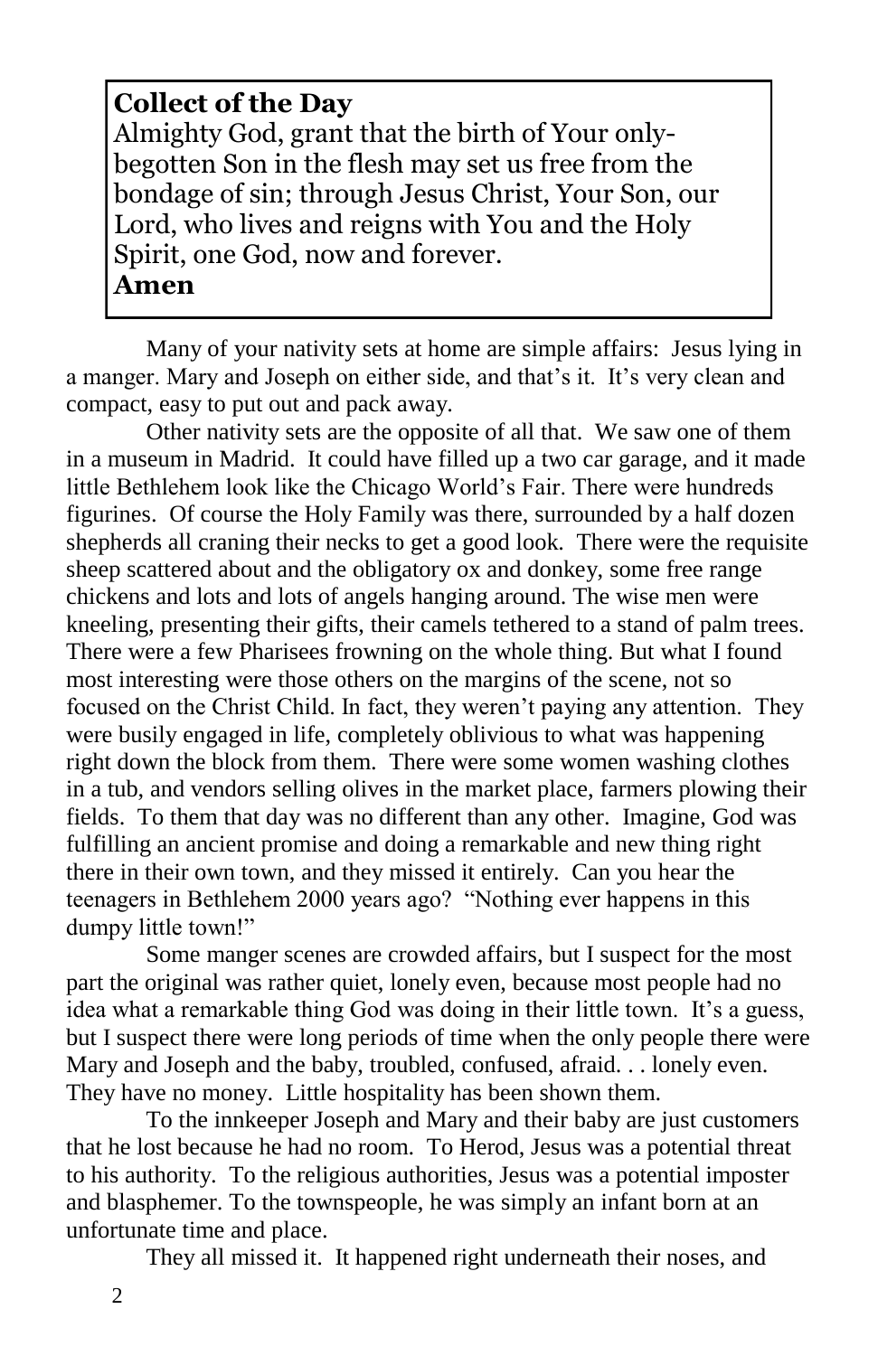**Collect of the Day**

Almighty God, grant that the birth of Your only-begotten Son in the flesh may set us free from the bondage of sin; through Jesus Christ, Your Son, our Lord, who lives and reigns with You and the Holy Spirit, one God, now and forever.

**Amen**

Many of your nativity sets at home are simple affairs: Jesus lying in a manger. Mary and Joseph on either side, and that's it. It's very clean and compact, easy to put out and pack away.

Other nativity sets are the opposite of all that. We saw one of them in a museum in Madrid. It could have filled up a two car garage, and it made little Bethlehem look like the Chicago World's Fair. There were hundreds figurines. Of course the Holy Family was there, surrounded by a half dozen shepherds all craning their necks to get a good look. There were the requisite sheep scattered about and the obligatory ox and donkey, some free range chickens and lots and lots of angels hanging around. The wise men were kneeling, presenting their gifts, their camels tethered to a stand of palm trees. There were a few Pharisees frowning on the whole thing. But what I found most interesting were those others on the margins of the scene, not so focused on the Christ Child. In fact, they weren't paying any attention. They were busily engaged in life, completely oblivious to what was happening right down the block from them. There were some women washing clothes in a tub, and vendors selling olives in the market place, farmers plowing their fields. To them that day was no different than any other. Imagine, God was fulfilling an ancient promise and doing a remarkable and new thing right there in their own town, and they missed it entirely. Can you hear the teenagers in Bethlehem 2000 years ago? "Nothing ever happens in this dumpy little town!"

Some manger scenes are crowded affairs, but I suspect for the most part the original was rather quiet, lonely even, because most people had no idea what a remarkable thing God was doing in their little town. It's a guess, but I suspect there were long periods of time when the only people there were Mary and Joseph and the baby, troubled, confused, afraid. . . lonely even. They have no money. Little hospitality has been shown them.

To the innkeeper Joseph and Mary and their baby are just customers that he lost because he had no room. To Herod, Jesus was a potential threat to his authority. To the religious authorities, Jesus was a potential imposter and blasphemer. To the townspeople, he was simply an infant born at an unfortunate time and place.

They all missed it. It happened right underneath their noses, and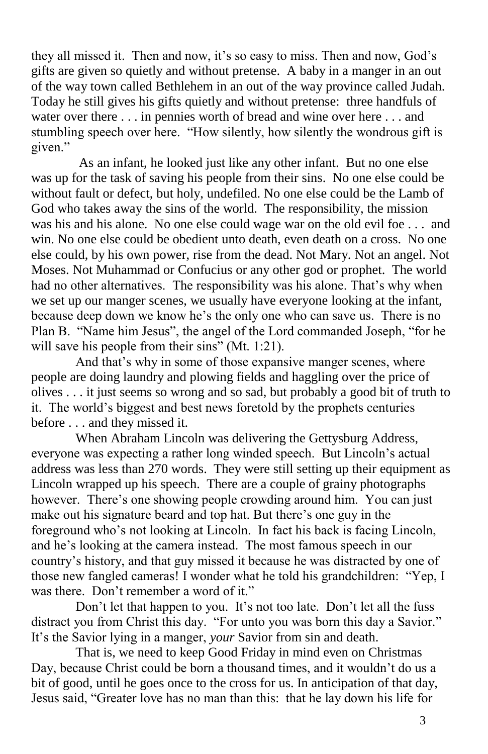they all missed it. Then and now, it's so easy to miss. Then and now, God's gifts are given so quietly and without pretense. A baby in a manger in an out of the way town called Bethlehem in an out of the way province called Judah. Today he still gives his gifts quietly and without pretense: three handfuls of water over there . . . in pennies worth of bread and wine over here . . . and stumbling speech over here. "How silently, how silently the wondrous gift is given."

As an infant, he looked just like any other infant. But no one else was up for the task of saving his people from their sins. No one else could be without fault or defect, but holy, undefiled. No one else could be the Lamb of God who takes away the sins of the world. The responsibility, the mission was his and his alone. No one else could wage war on the old evil foe . . . and win. No one else could be obedient unto death, even death on a cross. No one else could, by his own power, rise from the dead. Not Mary. Not an angel. Not Moses. Not Muhammad or Confucius or any other god or prophet. The world had no other alternatives. The responsibility was his alone. That's why when we set up our manger scenes, we usually have everyone looking at the infant, because deep down we know he's the only one who can save us. There is no Plan B. "Name him Jesus", the angel of the Lord commanded Joseph, "for he will save his people from their sins" (Mt. 1:21).

And that's why in some of those expansive manger scenes, where people are doing laundry and plowing fields and haggling over the price of olives . . . it just seems so wrong and so sad, but probably a good bit of truth to it. The world's biggest and best news foretold by the prophets centuries before . . . and they missed it.

When Abraham Lincoln was delivering the Gettysburg Address, everyone was expecting a rather long winded speech. But Lincoln's actual address was less than 270 words. They were still setting up their equipment as Lincoln wrapped up his speech. There are a couple of grainy photographs however. There's one showing people crowding around him. You can just make out his signature beard and top hat. But there's one guy in the foreground who's not looking at Lincoln. In fact his back is facing Lincoln, and he's looking at the camera instead. The most famous speech in our country's history, and that guy missed it because he was distracted by one of those new fangled cameras! I wonder what he told his grandchildren: "Yep, I was there. Don't remember a word of it."

Don't let that happen to you. It's not too late. Don't let all the fuss distract you from Christ this day. "For unto you was born this day a Savior." It's the Savior lying in a manger, *your* Savior from sin and death.

That is, we need to keep Good Friday in mind even on Christmas Day, because Christ could be born a thousand times, and it wouldn't do us a bit of good, until he goes once to the cross for us. In anticipation of that day, Jesus said, "Greater love has no man than this: that he lay down his life for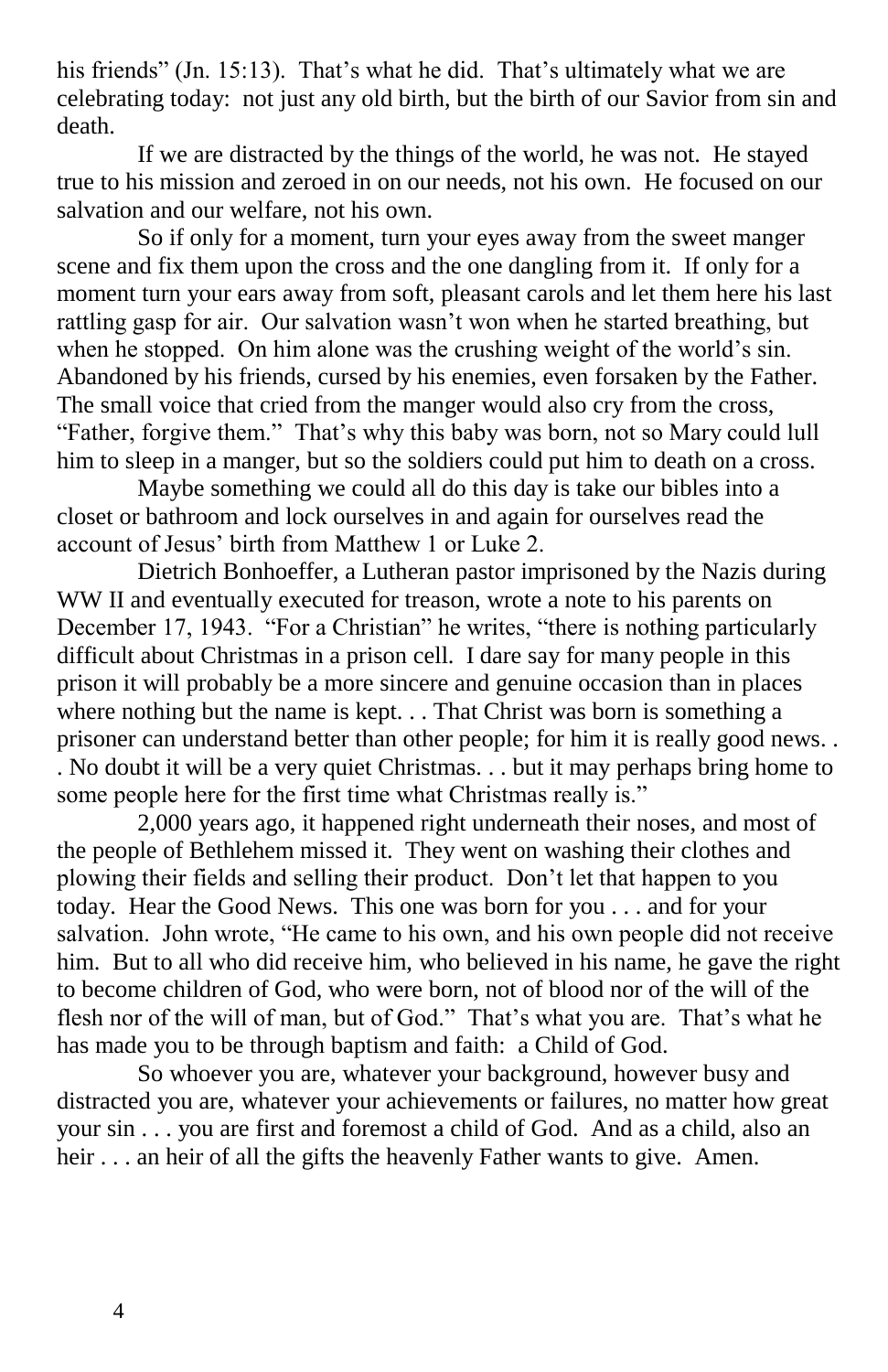his friends" (Jn. 15:13). That's what he did. That's ultimately what we are celebrating today: not just any old birth, but the birth of our Savior from sin and death.

If we are distracted by the things of the world, he was not. He stayed true to his mission and zeroed in on our needs, not his own. He focused on our salvation and our welfare, not his own.

So if only for a moment, turn your eyes away from the sweet manger scene and fix them upon the cross and the one dangling from it. If only for a moment turn your ears away from soft, pleasant carols and let them here his last rattling gasp for air. Our salvation wasn't won when he started breathing, but when he stopped. On him alone was the crushing weight of the world's sin. Abandoned by his friends, cursed by his enemies, even forsaken by the Father. The small voice that cried from the manger would also cry from the cross, "Father, forgive them." That's why this baby was born, not so Mary could lull him to sleep in a manger, but so the soldiers could put him to death on a cross.

Maybe something we could all do this day is take our bibles into a closet or bathroom and lock ourselves in and again for ourselves read the account of Jesus' birth from Matthew 1 or Luke 2.

Dietrich Bonhoeffer, a Lutheran pastor imprisoned by the Nazis during WW II and eventually executed for treason, wrote a note to his parents on December 17, 1943. "For a Christian" he writes, "there is nothing particularly difficult about Christmas in a prison cell. I dare say for many people in this prison it will probably be a more sincere and genuine occasion than in places where nothing but the name is kept. . . That Christ was born is something a prisoner can understand better than other people; for him it is really good news. . . No doubt it will be a very quiet Christmas. . . but it may perhaps bring home to some people here for the first time what Christmas really is."

2,000 years ago, it happened right underneath their noses, and most of the people of Bethlehem missed it. They went on washing their clothes and plowing their fields and selling their product. Don't let that happen to you today. Hear the Good News. This one was born for you . . . and for your salvation. John wrote, "He came to his own, and his own people did not receive him. But to all who did receive him, who believed in his name, he gave the right to become children of God, who were born, not of blood nor of the will of the flesh nor of the will of man, but of God." That's what you are. That's what he has made you to be through baptism and faith: a Child of God.

So whoever you are, whatever your background, however busy and distracted you are, whatever your achievements or failures, no matter how great your sin . . . you are first and foremost a child of God. And as a child, also an heir . . . an heir of all the gifts the heavenly Father wants to give. Amen.